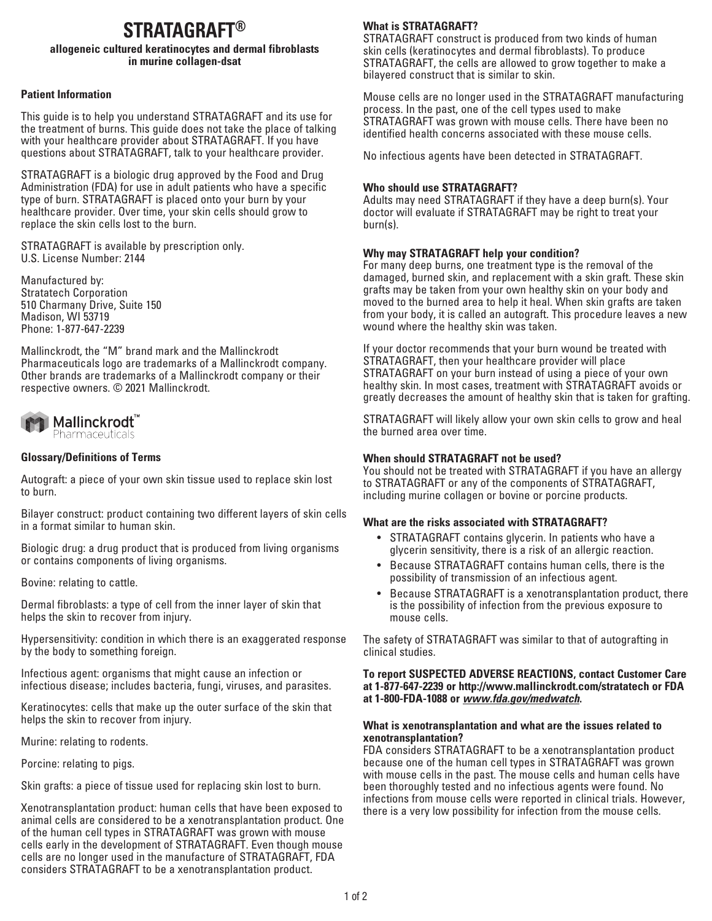# STRATAGRAFT®

**allogeneic cultured keratinocytes and dermal fibroblasts in murine collagen-dsat**

### Patient Information

This guide is to help you understand STRATAGRAFT and its use for the treatment of burns. This guide does not take the place of talking with your healthcare provider about STRATAGRAFT. If you have questions about STRATAGRAFT, talk to your healthcare provider.

STRATAGRAFT is a biologic drug approved by the Food and Drug Administration (FDA) for use in adult patients who have a specific type of burn. STRATAGRAFT is placed onto your burn by your healthcare provider. Over time, your skin cells should grow to replace the skin cells lost to the burn.

STRATAGRAFT is available by prescription only.
U.S. License Number: 2144

Manufactured by:
Stratatech Corporation
510 Charmany Drive, Suite 150
Madison, WI 53719
Phone: 1-877-647-2239

Mallinckrodt, the "M" brand mark and the Mallinckrodt Pharmaceuticals logo are trademarks of a Mallinckrodt company. Other brands are trademarks of a Mallinckrodt company or their respective owners. © 2021 Mallinckrodt.

Mallinckrodt™ Pharmaceuticals

### Glossary/Definitions of Terms

Autograft: a piece of your own skin tissue used to replace skin lost to burn.

Bilayer construct: product containing two different layers of skin cells in a format similar to human skin.

Biologic drug: a drug product that is produced from living organisms or contains components of living organisms.

Bovine: relating to cattle.

Dermal fibroblasts: a type of cell from the inner layer of skin that helps the skin to recover from injury.

Hypersensitivity: condition in which there is an exaggerated response by the body to something foreign.

Infectious agent: organisms that might cause an infection or infectious disease; includes bacteria, fungi, viruses, and parasites.

Keratinocytes: cells that make up the outer surface of the skin that helps the skin to recover from injury.

Murine: relating to rodents.

Porcine: relating to pigs.

Skin grafts: a piece of tissue used for replacing skin lost to burn.

Xenotransplantation product: human cells that have been exposed to animal cells are considered to be a xenotransplantation product. One of the human cell types in STRATAGRAFT was grown with mouse cells early in the development of STRATAGRAFT. Even though mouse cells are no longer used in the manufacture of STRATAGRAFT, FDA considers STRATAGRAFT to be a xenotransplantation product.

### What is STRATAGRAFT?

STRATAGRAFT construct is produced from two kinds of human skin cells (keratinocytes and dermal fibroblasts). To produce STRATAGRAFT, the cells are allowed to grow together to make a bilayered construct that is similar to skin.

Mouse cells are no longer used in the STRATAGRAFT manufacturing process. In the past, one of the cell types used to make STRATAGRAFT was grown with mouse cells. There have been no identified health concerns associated with these mouse cells.

No infectious agents have been detected in STRATAGRAFT.

### Who should use STRATAGRAFT?

Adults may need STRATAGRAFT if they have a deep burn(s). Your doctor will evaluate if STRATAGRAFT may be right to treat your burn(s).

### Why may STRATAGRAFT help your condition?

For many deep burns, one treatment type is the removal of the damaged, burned skin, and replacement with a skin graft. These skin grafts may be taken from your own healthy skin on your body and moved to the burned area to help it heal. When skin grafts are taken from your body, it is called an autograft. This procedure leaves a new wound where the healthy skin was taken.

If your doctor recommends that your burn wound be treated with STRATAGRAFT, then your healthcare provider will place STRATAGRAFT on your burn instead of using a piece of your own healthy skin. In most cases, treatment with STRATAGRAFT avoids or greatly decreases the amount of healthy skin that is taken for grafting.

STRATAGRAFT will likely allow your own skin cells to grow and heal the burned area over time.

### When should STRATAGRAFT not be used?

You should not be treated with STRATAGRAFT if you have an allergy to STRATAGRAFT or any of the components of STRATAGRAFT, including murine collagen or bovine or porcine products.

### What are the risks associated with STRATAGRAFT?

- STRATAGRAFT contains glycerin. In patients who have a glycerin sensitivity, there is a risk of an allergic reaction.
- Because STRATAGRAFT contains human cells, there is the possibility of transmission of an infectious agent.
- Because STRATAGRAFT is a xenotransplantation product, there is the possibility of infection from the previous exposure to mouse cells.

The safety of STRATAGRAFT was similar to that of autografting in clinical studies.

**To report SUSPECTED ADVERSE REACTIONS, contact Customer Care at 1-877-647-2239 or http://www.mallinckrodt.com/stratatech or FDA at 1-800-FDA-1088 or *www.fda.gov/medwatch*.**

### What is xenotransplantation and what are the issues related to xenotransplantation?

FDA considers STRATAGRAFT to be a xenotransplantation product because one of the human cell types in STRATAGRAFT was grown with mouse cells in the past. The mouse cells and human cells have been thoroughly tested and no infectious agents were found. No infections from mouse cells were reported in clinical trials. However, there is a very low possibility for infection from the mouse cells.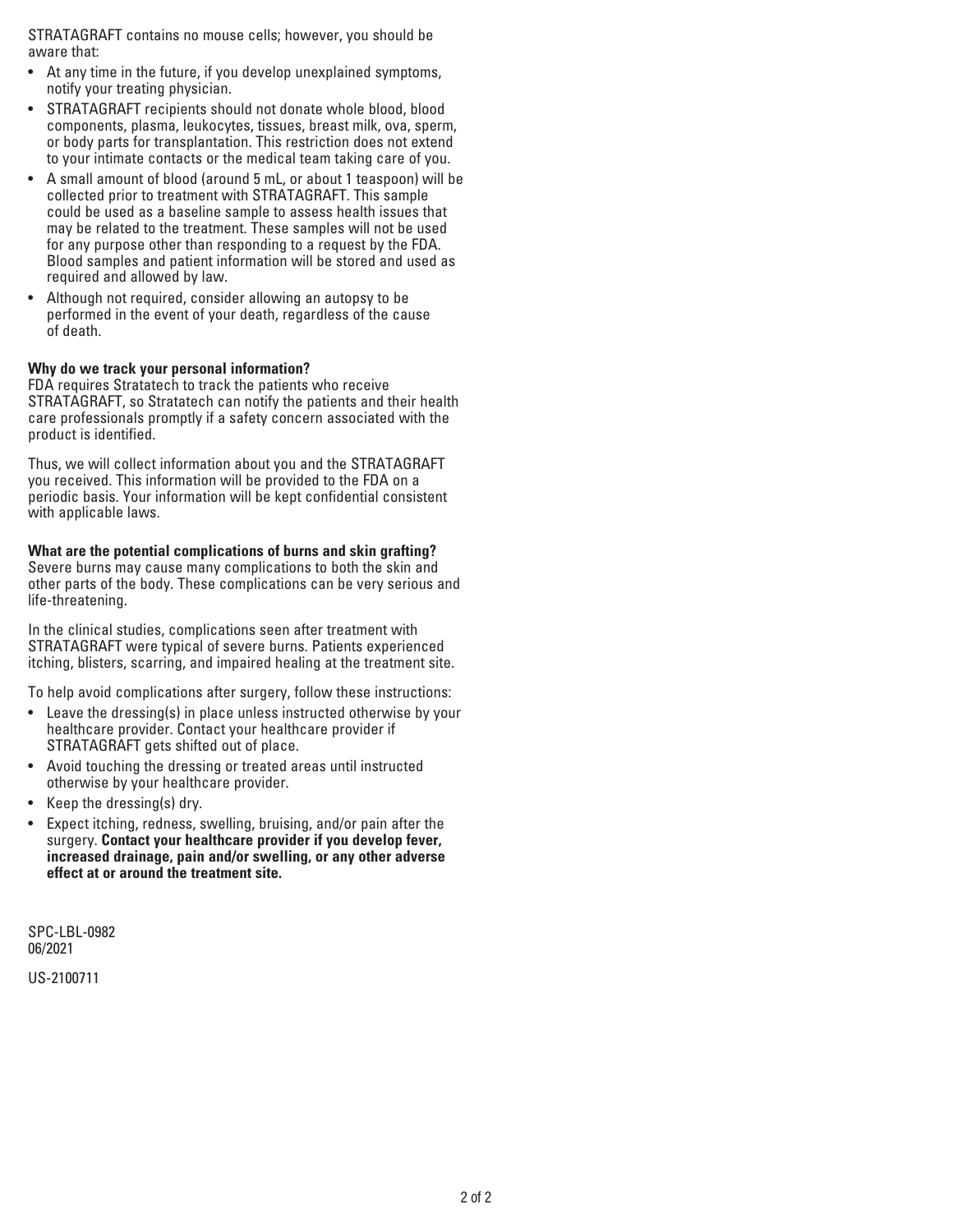STRATAGRAFT contains no mouse cells; however, you should be aware that:

- At any time in the future, if you develop unexplained symptoms, notify your treating physician.
- STRATAGRAFT recipients should not donate whole blood, blood components, plasma, leukocytes, tissues, breast milk, ova, sperm, or body parts for transplantation. This restriction does not extend to your intimate contacts or the medical team taking care of you.
- A small amount of blood (around 5 mL, or about 1 teaspoon) will be collected prior to treatment with STRATAGRAFT. This sample could be used as a baseline sample to assess health issues that may be related to the treatment. These samples will not be used for any purpose other than responding to a request by the FDA. Blood samples and patient information will be stored and used as required and allowed by law.
- Although not required, consider allowing an autopsy to be performed in the event of your death, regardless of the cause of death.

**Why do we track your personal information?**

FDA requires Stratatech to track the patients who receive STRATAGRAFT, so Stratatech can notify the patients and their health care professionals promptly if a safety concern associated with the product is identified.

Thus, we will collect information about you and the STRATAGRAFT you received. This information will be provided to the FDA on a periodic basis. Your information will be kept confidential consistent with applicable laws.

**What are the potential complications of burns and skin grafting?**

Severe burns may cause many complications to both the skin and other parts of the body. These complications can be very serious and life-threatening.

In the clinical studies, complications seen after treatment with STRATAGRAFT were typical of severe burns. Patients experienced itching, blisters, scarring, and impaired healing at the treatment site.

To help avoid complications after surgery, follow these instructions:

- Leave the dressing(s) in place unless instructed otherwise by your healthcare provider. Contact your healthcare provider if STRATAGRAFT gets shifted out of place.
- Avoid touching the dressing or treated areas until instructed otherwise by your healthcare provider.
- Keep the dressing(s) dry.
- Expect itching, redness, swelling, bruising, and/or pain after the surgery. **Contact your healthcare provider if you develop fever, increased drainage, pain and/or swelling, or any other adverse effect at or around the treatment site.**

SPC-LBL-0982
06/2021

US-2100711